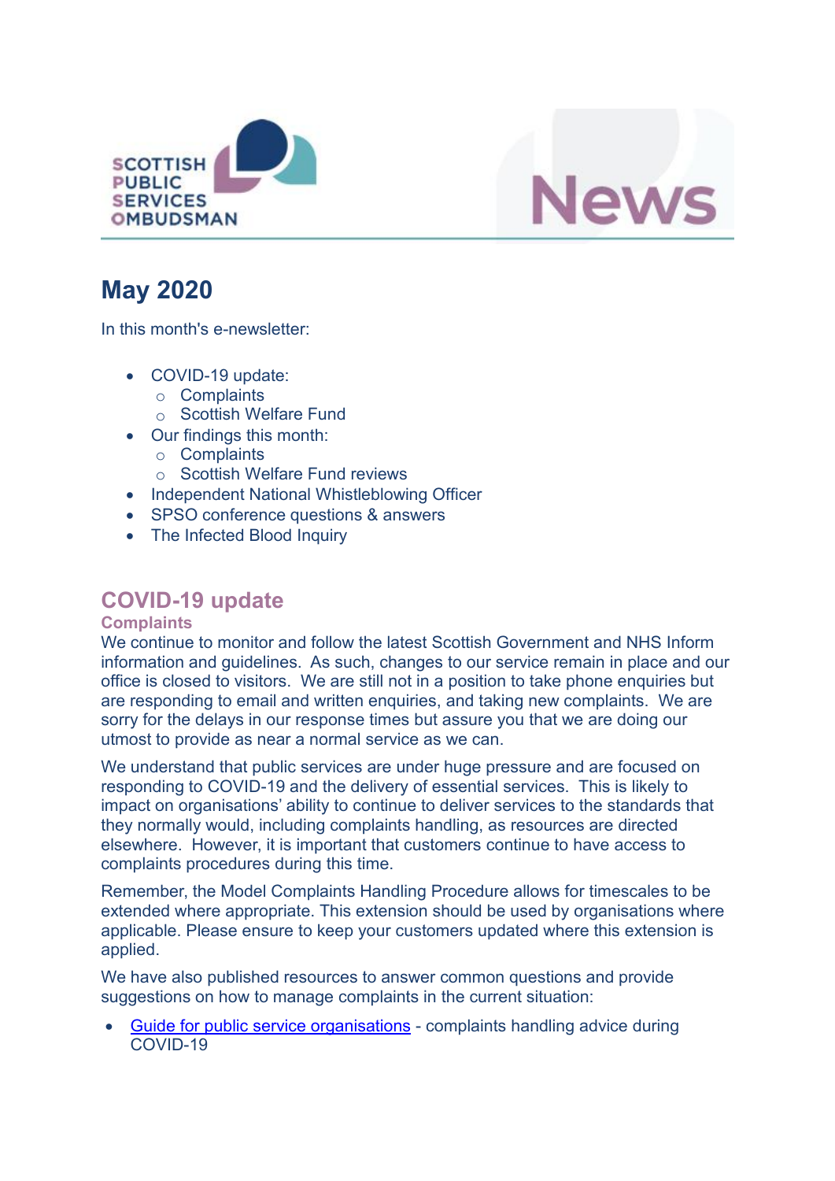SCOTTISH PUBLIC SERVICES OMBUDSMAN

News

# May 2020

In this month's e-newsletter:

- COVID-19 update:
  - Complaints
  - Scottish Welfare Fund
- Our findings this month:
  - Complaints
  - Scottish Welfare Fund reviews
- Independent National Whistleblowing Officer
- SPSO conference questions & answers
- The Infected Blood Inquiry

## COVID-19 update

### Complaints

We continue to monitor and follow the latest Scottish Government and NHS Inform information and guidelines. As such, changes to our service remain in place and our office is closed to visitors. We are still not in a position to take phone enquiries but are responding to email and written enquiries, and taking new complaints. We are sorry for the delays in our response times but assure you that we are doing our utmost to provide as near a normal service as we can.

We understand that public services are under huge pressure and are focused on responding to COVID-19 and the delivery of essential services. This is likely to impact on organisations' ability to continue to deliver services to the standards that they normally would, including complaints handling, as resources are directed elsewhere. However, it is important that customers continue to have access to complaints procedures during this time.

Remember, the Model Complaints Handling Procedure allows for timescales to be extended where appropriate. This extension should be used by organisations where applicable. Please ensure to keep your customers updated where this extension is applied.

We have also published resources to answer common questions and provide suggestions on how to manage complaints in the current situation:

- Guide for public service organisations - complaints handling advice during COVID-19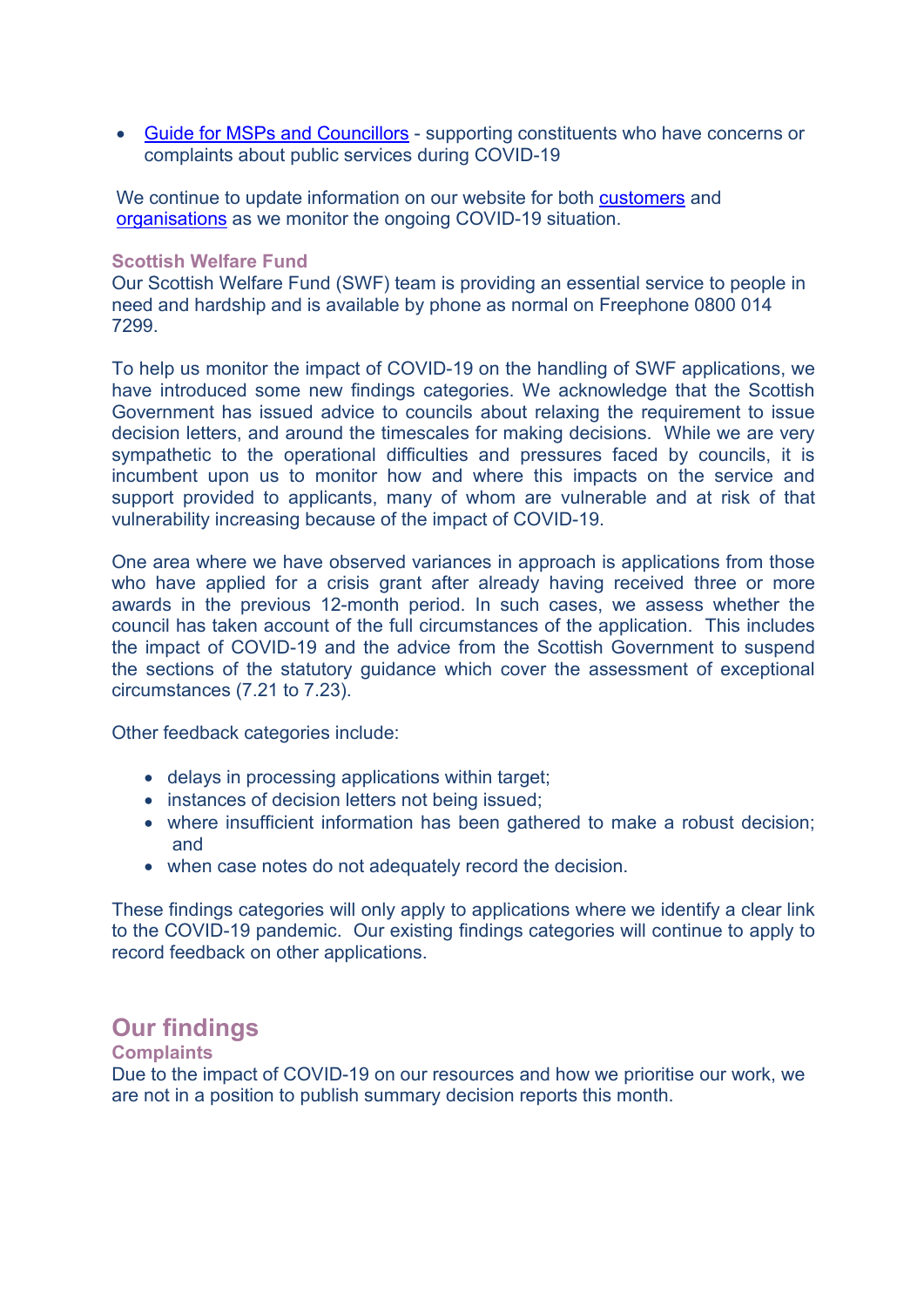- Guide for MSPs and Councillors - supporting constituents who have concerns or complaints about public services during COVID-19

We continue to update information on our website for both customers and organisations as we monitor the ongoing COVID-19 situation.

### Scottish Welfare Fund

Our Scottish Welfare Fund (SWF) team is providing an essential service to people in need and hardship and is available by phone as normal on Freephone 0800 014 7299.

To help us monitor the impact of COVID-19 on the handling of SWF applications, we have introduced some new findings categories. We acknowledge that the Scottish Government has issued advice to councils about relaxing the requirement to issue decision letters, and around the timescales for making decisions. While we are very sympathetic to the operational difficulties and pressures faced by councils, it is incumbent upon us to monitor how and where this impacts on the service and support provided to applicants, many of whom are vulnerable and at risk of that vulnerability increasing because of the impact of COVID-19.

One area where we have observed variances in approach is applications from those who have applied for a crisis grant after already having received three or more awards in the previous 12-month period. In such cases, we assess whether the council has taken account of the full circumstances of the application. This includes the impact of COVID-19 and the advice from the Scottish Government to suspend the sections of the statutory guidance which cover the assessment of exceptional circumstances (7.21 to 7.23).

Other feedback categories include:

- delays in processing applications within target;
- instances of decision letters not being issued;
- where insufficient information has been gathered to make a robust decision; and
- when case notes do not adequately record the decision.

These findings categories will only apply to applications where we identify a clear link to the COVID-19 pandemic. Our existing findings categories will continue to apply to record feedback on other applications.

## Our findings

### Complaints

Due to the impact of COVID-19 on our resources and how we prioritise our work, we are not in a position to publish summary decision reports this month.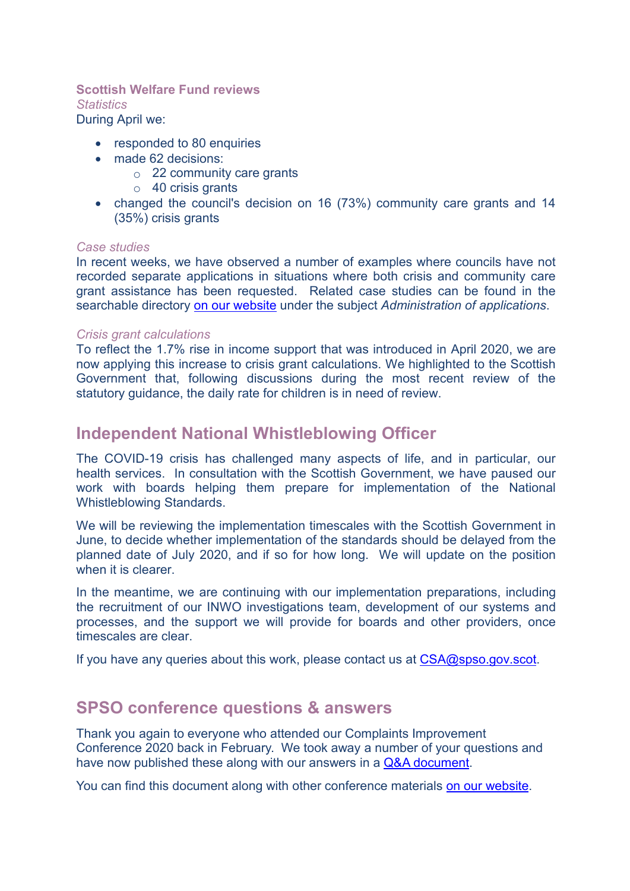### Scottish Welfare Fund reviews

*Statistics*

During April we:

- responded to 80 enquiries
- made 62 decisions:
  - 22 community care grants
  - 40 crisis grants
- changed the council's decision on 16 (73%) community care grants and 14 (35%) crisis grants

*Case studies*

In recent weeks, we have observed a number of examples where councils have not recorded separate applications in situations where both crisis and community care grant assistance has been requested. Related case studies can be found in the searchable directory [on our website](#) under the subject *Administration of applications*.

*Crisis grant calculations*

To reflect the 1.7% rise in income support that was introduced in April 2020, we are now applying this increase to crisis grant calculations. We highlighted to the Scottish Government that, following discussions during the most recent review of the statutory guidance, the daily rate for children is in need of review.

## Independent National Whistleblowing Officer

The COVID-19 crisis has challenged many aspects of life, and in particular, our health services. In consultation with the Scottish Government, we have paused our work with boards helping them prepare for implementation of the National Whistleblowing Standards.

We will be reviewing the implementation timescales with the Scottish Government in June, to decide whether implementation of the standards should be delayed from the planned date of July 2020, and if so for how long. We will update on the position when it is clearer.

In the meantime, we are continuing with our implementation preparations, including the recruitment of our INWO investigations team, development of our systems and processes, and the support we will provide for boards and other providers, once timescales are clear.

If you have any queries about this work, please contact us at [CSA@spso.gov.scot](mailto:CSA@spso.gov.scot).

## SPSO conference questions & answers

Thank you again to everyone who attended our Complaints Improvement Conference 2020 back in February. We took away a number of your questions and have now published these along with our answers in a [Q&A document](#).

You can find this document along with other conference materials [on our website](#).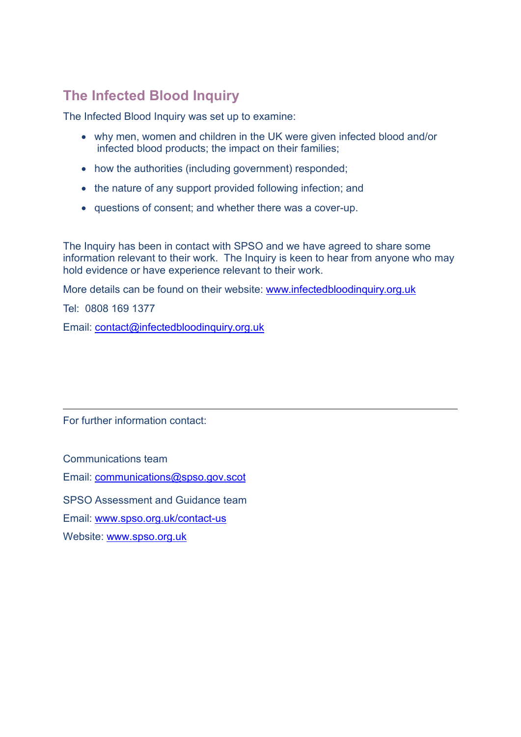## The Infected Blood Inquiry

The Infected Blood Inquiry was set up to examine:

- why men, women and children in the UK were given infected blood and/or infected blood products; the impact on their families;
- how the authorities (including government) responded;
- the nature of any support provided following infection; and
- questions of consent; and whether there was a cover-up.

The Inquiry has been in contact with SPSO and we have agreed to share some information relevant to their work. The Inquiry is keen to hear from anyone who may hold evidence or have experience relevant to their work.

More details can be found on their website: www.infectedbloodinquiry.org.uk

Tel: 0808 169 1377

Email: contact@infectedbloodinquiry.org.uk

---

For further information contact:

Communications team

Email: communications@spso.gov.scot

SPSO Assessment and Guidance team

Email: www.spso.org.uk/contact-us

Website: www.spso.org.uk